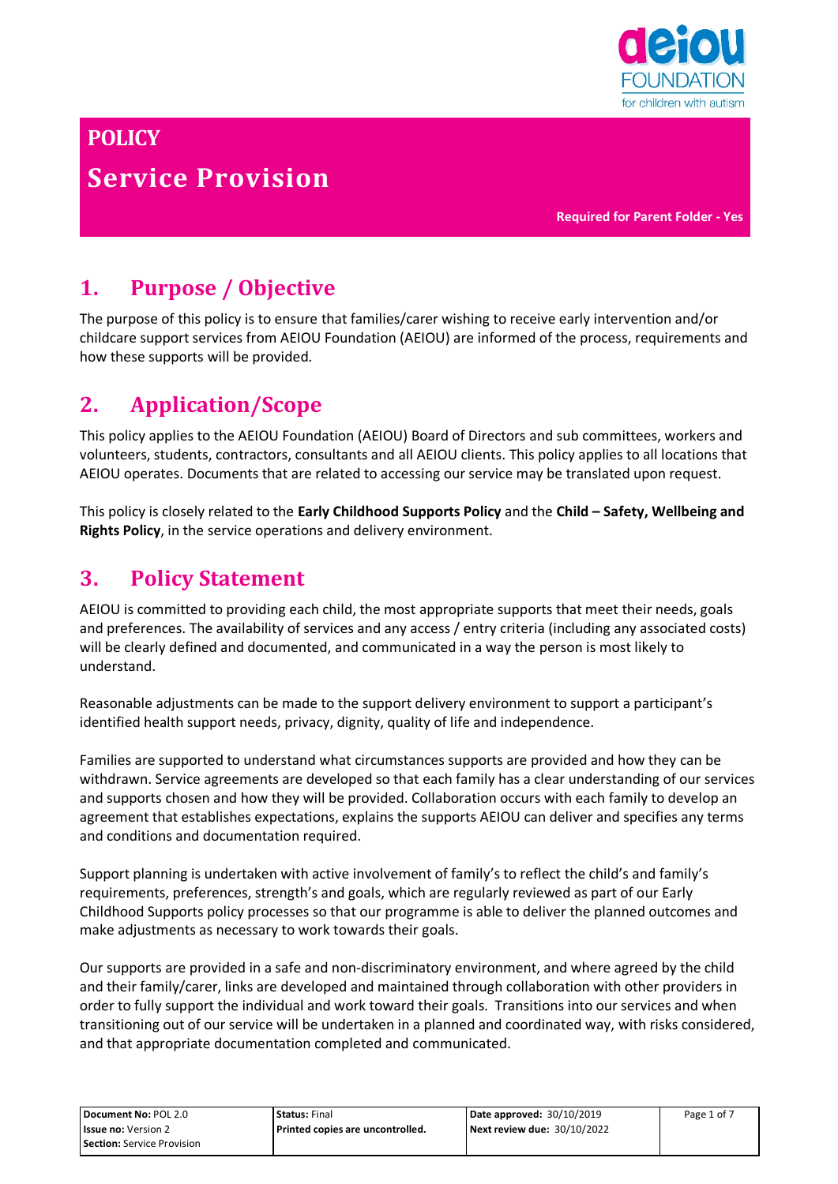# POLICY

# Service Provision

**Required for Parent Folder - Yes**

## 1. Purpose / Objective

The purpose of this policy is to ensure that families/carer wishing to receive early intervention and/or childcare support services from AEIOU Foundation (AEIOU) are informed of the process, requirements and how these supports will be provided.

## 2. Application/Scope

This policy applies to the AEIOU Foundation (AEIOU) Board of Directors and sub committees, workers and volunteers, students, contractors, consultants and all AEIOU clients. This policy applies to all locations that AEIOU operates. Documents that are related to accessing our service may be translated upon request.

This policy is closely related to the **Early Childhood Supports Policy** and the **Child – Safety, Wellbeing and Rights Policy**, in the service operations and delivery environment.

## 3. Policy Statement

AEIOU is committed to providing each child, the most appropriate supports that meet their needs, goals and preferences. The availability of services and any access / entry criteria (including any associated costs) will be clearly defined and documented, and communicated in a way the person is most likely to understand.

Reasonable adjustments can be made to the support delivery environment to support a participant's identified health support needs, privacy, dignity, quality of life and independence.

Families are supported to understand what circumstances supports are provided and how they can be withdrawn. Service agreements are developed so that each family has a clear understanding of our services and supports chosen and how they will be provided. Collaboration occurs with each family to develop an agreement that establishes expectations, explains the supports AEIOU can deliver and specifies any terms and conditions and documentation required.

Support planning is undertaken with active involvement of family's to reflect the child's and family's requirements, preferences, strength's and goals, which are regularly reviewed as part of our Early Childhood Supports policy processes so that our programme is able to deliver the planned outcomes and make adjustments as necessary to work towards their goals.

Our supports are provided in a safe and non-discriminatory environment, and where agreed by the child and their family/carer, links are developed and maintained through collaboration with other providers in order to fully support the individual and work toward their goals. Transitions into our services and when transitioning out of our service will be undertaken in a planned and coordinated way, with risks considered, and that appropriate documentation completed and communicated.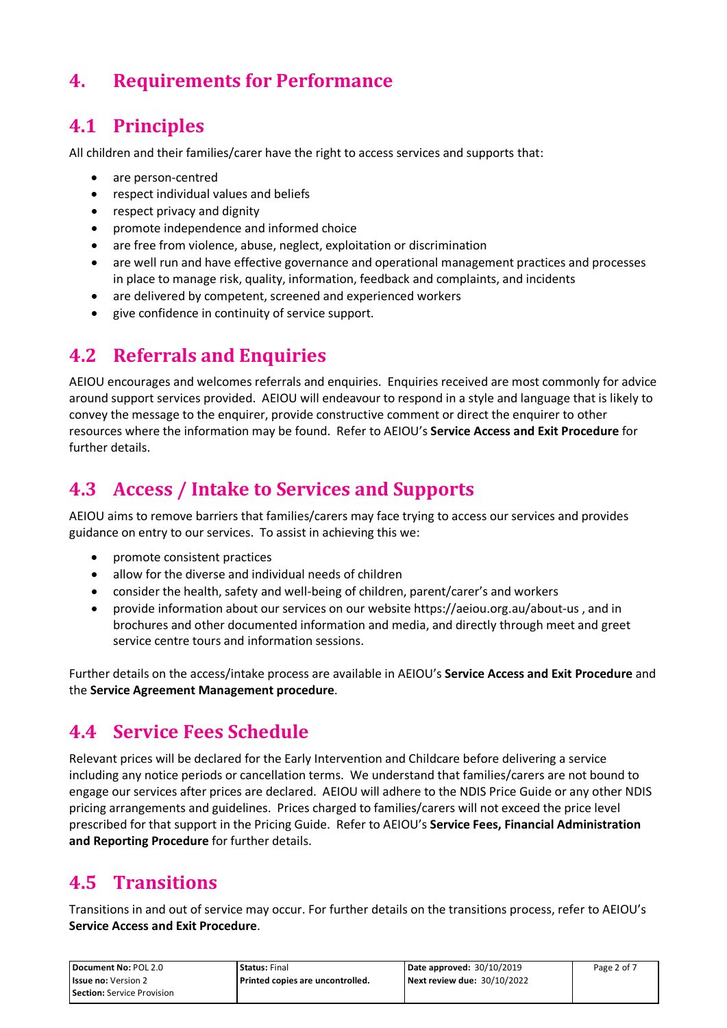# 4. Requirements for Performance

## 4.1 Principles

All children and their families/carer have the right to access services and supports that:

- are person-centred
- respect individual values and beliefs
- respect privacy and dignity
- promote independence and informed choice
- are free from violence, abuse, neglect, exploitation or discrimination
- are well run and have effective governance and operational management practices and processes in place to manage risk, quality, information, feedback and complaints, and incidents
- are delivered by competent, screened and experienced workers
- give confidence in continuity of service support.

## 4.2 Referrals and Enquiries

AEIOU encourages and welcomes referrals and enquiries. Enquiries received are most commonly for advice around support services provided. AEIOU will endeavour to respond in a style and language that is likely to convey the message to the enquirer, provide constructive comment or direct the enquirer to other resources where the information may be found. Refer to AEIOU's **Service Access and Exit Procedure** for further details.

## 4.3 Access / Intake to Services and Supports

AEIOU aims to remove barriers that families/carers may face trying to access our services and provides guidance on entry to our services. To assist in achieving this we:

- promote consistent practices
- allow for the diverse and individual needs of children
- consider the health, safety and well-being of children, parent/carer's and workers
- provide information about our services on our website https://aeiou.org.au/about-us , and in brochures and other documented information and media, and directly through meet and greet service centre tours and information sessions.

Further details on the access/intake process are available in AEIOU's **Service Access and Exit Procedure** and the **Service Agreement Management procedure**.

## 4.4 Service Fees Schedule

Relevant prices will be declared for the Early Intervention and Childcare before delivering a service including any notice periods or cancellation terms. We understand that families/carers are not bound to engage our services after prices are declared. AEIOU will adhere to the NDIS Price Guide or any other NDIS pricing arrangements and guidelines. Prices charged to families/carers will not exceed the price level prescribed for that support in the Pricing Guide. Refer to AEIOU's **Service Fees, Financial Administration and Reporting Procedure** for further details.

## 4.5 Transitions

Transitions in and out of service may occur. For further details on the transitions process, refer to AEIOU's **Service Access and Exit Procedure**.

| **Document No:** POL 2.0 | **Status:** Final | **Date approved:** 30/10/2019 |
|---|---|---|
| **Issue no:** Version 2 | **Printed copies are uncontrolled.** | **Next review due:** 30/10/2022 |
| **Section:** Service Provision | | |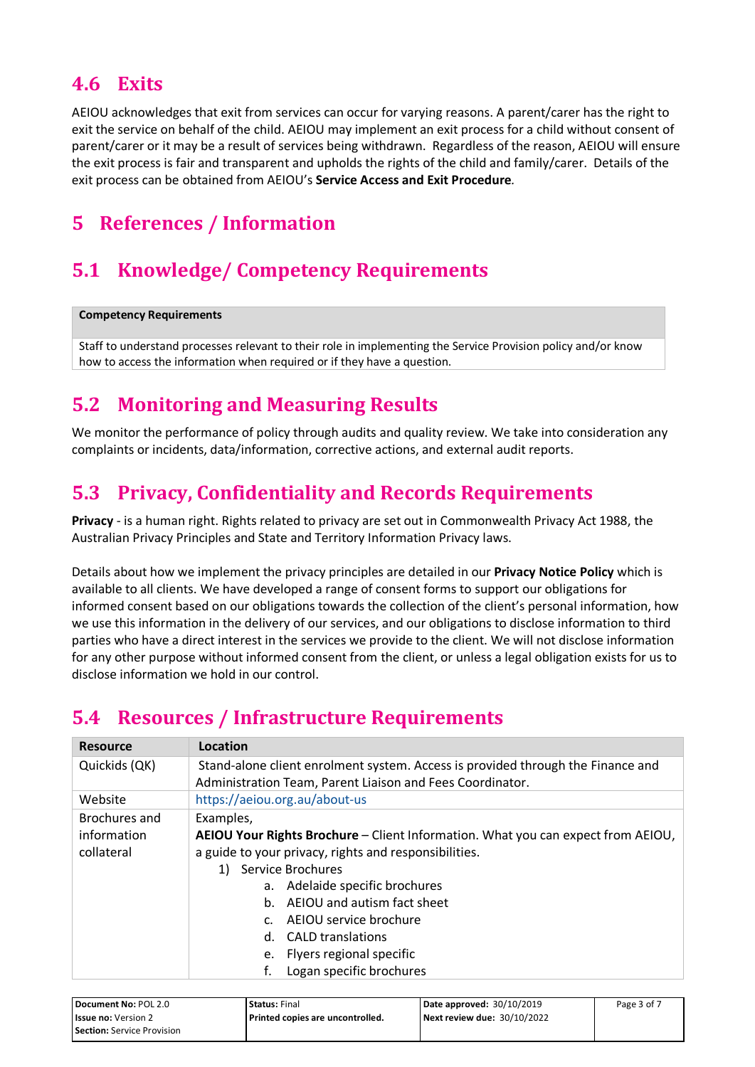## 4.6 Exits

AEIOU acknowledges that exit from services can occur for varying reasons. A parent/carer has the right to exit the service on behalf of the child. AEIOU may implement an exit process for a child without consent of parent/carer or it may be a result of services being withdrawn. Regardless of the reason, AEIOU will ensure the exit process is fair and transparent and upholds the rights of the child and family/carer. Details of the exit process can be obtained from AEIOU's **Service Access and Exit Procedure**.

# 5 References / Information

## 5.1 Knowledge/ Competency Requirements

| Competency Requirements |
|---|
| Staff to understand processes relevant to their role in implementing the Service Provision policy and/or know how to access the information when required or if they have a question. |

## 5.2 Monitoring and Measuring Results

We monitor the performance of policy through audits and quality review. We take into consideration any complaints or incidents, data/information, corrective actions, and external audit reports.

## 5.3 Privacy, Confidentiality and Records Requirements

**Privacy** - is a human right. Rights related to privacy are set out in Commonwealth Privacy Act 1988, the Australian Privacy Principles and State and Territory Information Privacy laws.

Details about how we implement the privacy principles are detailed in our **Privacy Notice Policy** which is available to all clients. We have developed a range of consent forms to support our obligations for informed consent based on our obligations towards the collection of the client's personal information, how we use this information in the delivery of our services, and our obligations to disclose information to third parties who have a direct interest in the services we provide to the client. We will not disclose information for any other purpose without informed consent from the client, or unless a legal obligation exists for us to disclose information we hold in our control.

## 5.4 Resources / Infrastructure Requirements

| Resource | Location |
|---|---|
| Quickids (QK) | Stand-alone client enrolment system. Access is provided through the Finance and Administration Team, Parent Liaison and Fees Coordinator. |
| Website | https://aeiou.org.au/about-us |
| Brochures and information collateral | Examples,<br>**AEIOU Your Rights Brochure** – Client Information. What you can expect from AEIOU, a guide to your privacy, rights and responsibilities.<br>1) Service Brochures<br>a. Adelaide specific brochures<br>b. AEIOU and autism fact sheet<br>c. AEIOU service brochure<br>d. CALD translations<br>e. Flyers regional specific<br>f. Logan specific brochures |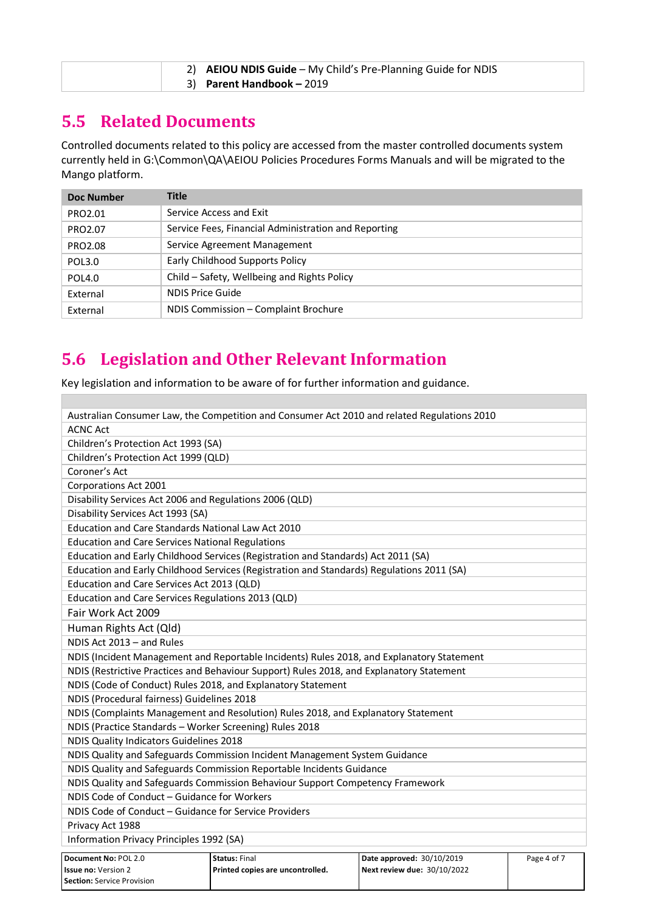| | 2) **AEIOU NDIS Guide** – My Child's Pre-Planning Guide for NDIS<br>3) **Parent Handbook –** 2019 |
|---|---|

## 5.5 Related Documents

Controlled documents related to this policy are accessed from the master controlled documents system currently held in G:\Common\QA\AEIOU Policies Procedures Forms Manuals and will be migrated to the Mango platform.

| Doc Number | Title |
|---|---|
| PRO2.01 | Service Access and Exit |
| PRO2.07 | Service Fees, Financial Administration and Reporting |
| PRO2.08 | Service Agreement Management |
| POL3.0 | Early Childhood Supports Policy |
| POL4.0 | Child – Safety, Wellbeing and Rights Policy |
| External | NDIS Price Guide |
| External | NDIS Commission – Complaint Brochure |

## 5.6 Legislation and Other Relevant Information

Key legislation and information to be aware of for further information and guidance.

| |
|---|
| Australian Consumer Law, the Competition and Consumer Act 2010 and related Regulations 2010 |
| ACNC Act |
| Children's Protection Act 1993 (SA) |
| Children's Protection Act 1999 (QLD) |
| Coroner's Act |
| Corporations Act 2001 |
| Disability Services Act 2006 and Regulations 2006 (QLD) |
| Disability Services Act 1993 (SA) |
| Education and Care Standards National Law Act 2010 |
| Education and Care Services National Regulations |
| Education and Early Childhood Services (Registration and Standards) Act 2011 (SA) |
| Education and Early Childhood Services (Registration and Standards) Regulations 2011 (SA) |
| Education and Care Services Act 2013 (QLD) |
| Education and Care Services Regulations 2013 (QLD) |
| Fair Work Act 2009 |
| Human Rights Act (Qld) |
| NDIS Act 2013 – and Rules |
| NDIS (Incident Management and Reportable Incidents) Rules 2018, and Explanatory Statement |
| NDIS (Restrictive Practices and Behaviour Support) Rules 2018, and Explanatory Statement |
| NDIS (Code of Conduct) Rules 2018, and Explanatory Statement |
| NDIS (Procedural fairness) Guidelines 2018 |
| NDIS (Complaints Management and Resolution) Rules 2018, and Explanatory Statement |
| NDIS (Practice Standards – Worker Screening) Rules 2018 |
| NDIS Quality Indicators Guidelines 2018 |
| NDIS Quality and Safeguards Commission Incident Management System Guidance |
| NDIS Quality and Safeguards Commission Reportable Incidents Guidance |
| NDIS Quality and Safeguards Commission Behaviour Support Competency Framework |
| NDIS Code of Conduct – Guidance for Workers |
| NDIS Code of Conduct – Guidance for Service Providers |
| Privacy Act 1988 |
| Information Privacy Principles 1992 (SA) |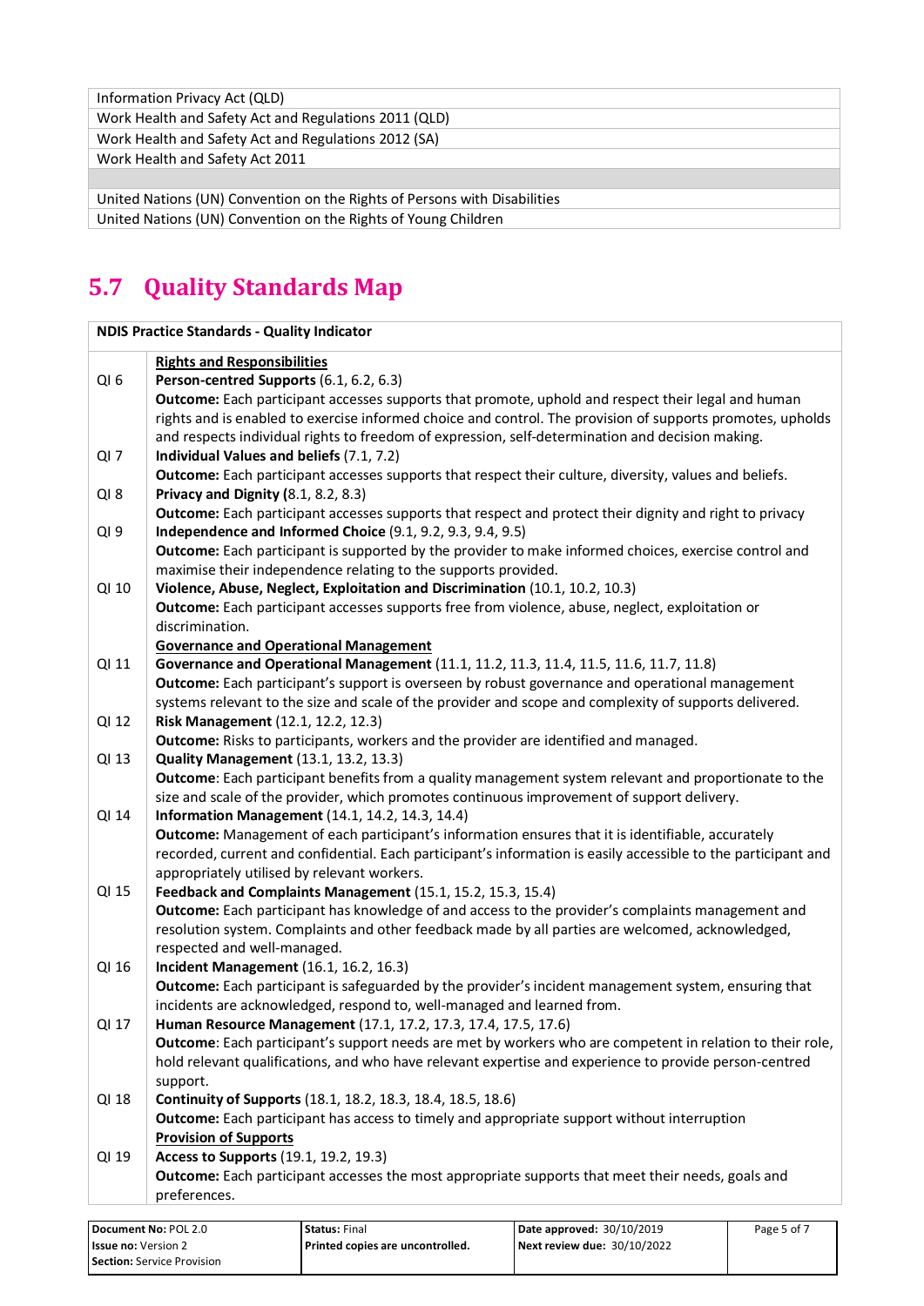| Information Privacy Act (QLD) |
| --- |
| Work Health and Safety Act and Regulations 2011 (QLD) |
| Work Health and Safety Act and Regulations 2012 (SA) |
| Work Health and Safety Act 2011 |
| |
| United Nations (UN) Convention on the Rights of Persons with Disabilities |
| United Nations (UN) Convention on the Rights of Young Children |

## 5.7 Quality Standards Map

| NDIS Practice Standards - Quality Indicator | |
| --- | --- |
| | **Rights and Responsibilities** |
| QI 6 | **Person-centred Supports** (6.1, 6.2, 6.3)<br>**Outcome:** Each participant accesses supports that promote, uphold and respect their legal and human rights and is enabled to exercise informed choice and control. The provision of supports promotes, upholds and respects individual rights to freedom of expression, self-determination and decision making. |
| QI 7 | **Individual Values and beliefs** (7.1, 7.2)<br>**Outcome:** Each participant accesses supports that respect their culture, diversity, values and beliefs. |
| QI 8 | **Privacy and Dignity (**8.1, 8.2, 8.3)<br>**Outcome:** Each participant accesses supports that respect and protect their dignity and right to privacy |
| QI 9 | **Independence and Informed Choice** (9.1, 9.2, 9.3, 9.4, 9.5)<br>**Outcome:** Each participant is supported by the provider to make informed choices, exercise control and maximise their independence relating to the supports provided. |
| QI 10 | **Violence, Abuse, Neglect, Exploitation and Discrimination** (10.1, 10.2, 10.3)<br>**Outcome:** Each participant accesses supports free from violence, abuse, neglect, exploitation or discrimination. |
| | **Governance and Operational Management** |
| QI 11 | **Governance and Operational Management** (11.1, 11.2, 11.3, 11.4, 11.5, 11.6, 11.7, 11.8)<br>**Outcome:** Each participant's support is overseen by robust governance and operational management systems relevant to the size and scale of the provider and scope and complexity of supports delivered. |
| QI 12 | **Risk Management** (12.1, 12.2, 12.3)<br>**Outcome:** Risks to participants, workers and the provider are identified and managed. |
| QI 13 | **Quality Management** (13.1, 13.2, 13.3)<br>**Outcome**: Each participant benefits from a quality management system relevant and proportionate to the size and scale of the provider, which promotes continuous improvement of support delivery. |
| QI 14 | **Information Management** (14.1, 14.2, 14.3, 14.4)<br>**Outcome:** Management of each participant's information ensures that it is identifiable, accurately recorded, current and confidential. Each participant's information is easily accessible to the participant and appropriately utilised by relevant workers. |
| QI 15 | **Feedback and Complaints Management** (15.1, 15.2, 15.3, 15.4)<br>**Outcome:** Each participant has knowledge of and access to the provider's complaints management and resolution system. Complaints and other feedback made by all parties are welcomed, acknowledged, respected and well-managed. |
| QI 16 | **Incident Management** (16.1, 16.2, 16.3)<br>**Outcome:** Each participant is safeguarded by the provider's incident management system, ensuring that incidents are acknowledged, respond to, well-managed and learned from. |
| QI 17 | **Human Resource Management** (17.1, 17.2, 17.3, 17.4, 17.5, 17.6)<br>**Outcome**: Each participant's support needs are met by workers who are competent in relation to their role, hold relevant qualifications, and who have relevant expertise and experience to provide person-centred support. |
| QI 18 | **Continuity of Supports** (18.1, 18.2, 18.3, 18.4, 18.5, 18.6)<br>**Outcome:** Each participant has access to timely and appropriate support without interruption |
| | **Provision of Supports** |
| QI 19 | **Access to Supports** (19.1, 19.2, 19.3)<br>**Outcome:** Each participant accesses the most appropriate supports that meet their needs, goals and preferences. |

| **Document No:** POL 2.0 | **Status:** Final | **Date approved:** 30/10/2019 | |
| --- | --- | --- | --- |
| **Issue no:** Version 2 | **Printed copies are uncontrolled.** | **Next review due:** 30/10/2022 | |
| **Section:** Service Provision | | | |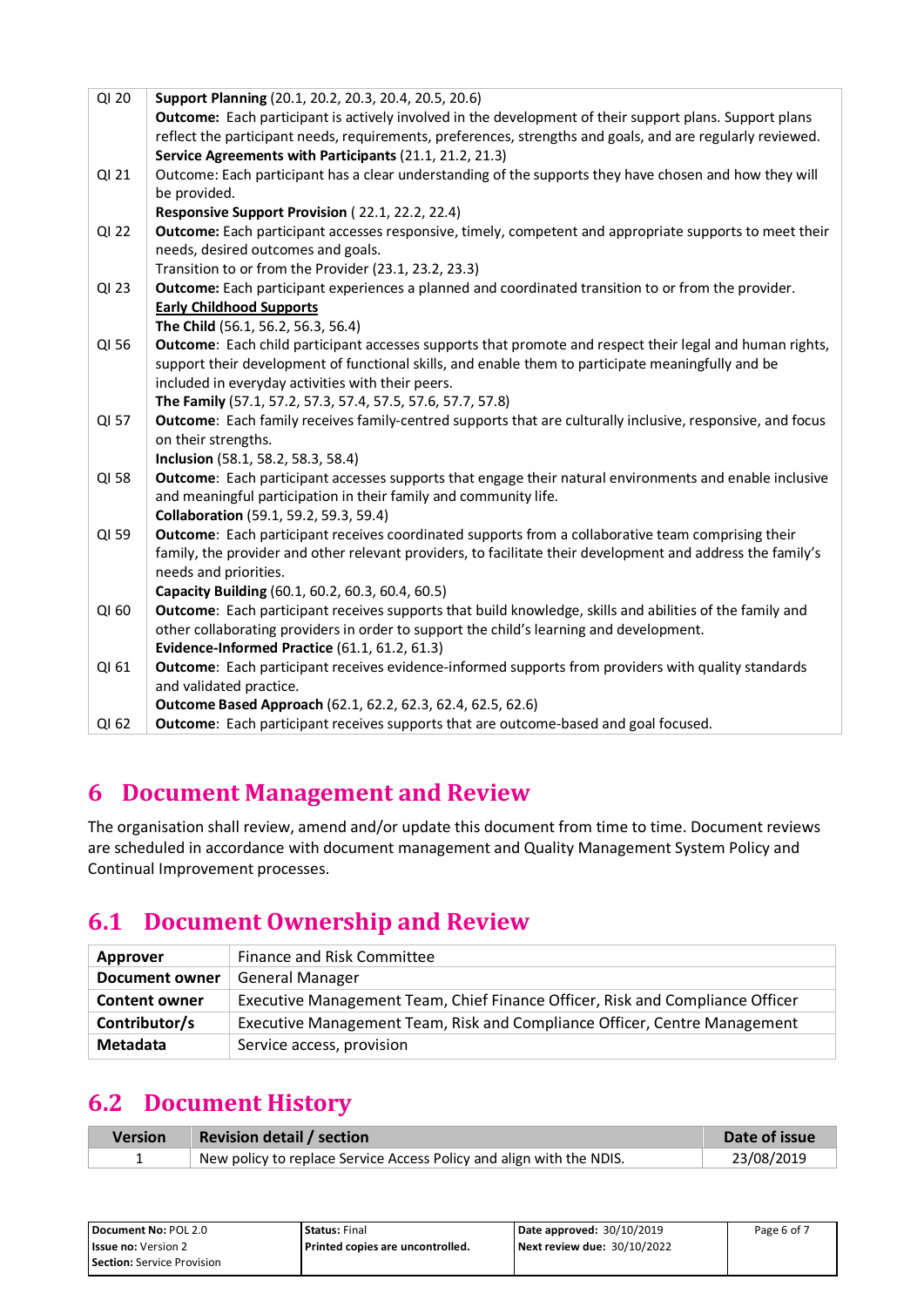| | |
|---|---|
| QI 20 | **Support Planning** (20.1, 20.2, 20.3, 20.4, 20.5, 20.6)<br>**Outcome:** Each participant is actively involved in the development of their support plans. Support plans reflect the participant needs, requirements, preferences, strengths and goals, and are regularly reviewed.<br>**Service Agreements with Participants** (21.1, 21.2, 21.3) |
| QI 21 | Outcome: Each participant has a clear understanding of the supports they have chosen and how they will be provided.<br>**Responsive Support Provision** ( 22.1, 22.2, 22.4) |
| QI 22 | **Outcome:** Each participant accesses responsive, timely, competent and appropriate supports to meet their needs, desired outcomes and goals.<br>Transition to or from the Provider (23.1, 23.2, 23.3) |
| QI 23 | **Outcome:** Each participant experiences a planned and coordinated transition to or from the provider.<br>**Early Childhood Supports**<br>**The Child** (56.1, 56.2, 56.3, 56.4) |
| QI 56 | **Outcome**: Each child participant accesses supports that promote and respect their legal and human rights, support their development of functional skills, and enable them to participate meaningfully and be included in everyday activities with their peers.<br>**The Family** (57.1, 57.2, 57.3, 57.4, 57.5, 57.6, 57.7, 57.8) |
| QI 57 | **Outcome**: Each family receives family-centred supports that are culturally inclusive, responsive, and focus on their strengths.<br>**Inclusion** (58.1, 58.2, 58.3, 58.4) |
| QI 58 | **Outcome**: Each participant accesses supports that engage their natural environments and enable inclusive and meaningful participation in their family and community life.<br>**Collaboration** (59.1, 59.2, 59.3, 59.4) |
| QI 59 | **Outcome**: Each participant receives coordinated supports from a collaborative team comprising their family, the provider and other relevant providers, to facilitate their development and address the family's needs and priorities.<br>**Capacity Building** (60.1, 60.2, 60.3, 60.4, 60.5) |
| QI 60 | **Outcome**: Each participant receives supports that build knowledge, skills and abilities of the family and other collaborating providers in order to support the child's learning and development.<br>**Evidence-Informed Practice** (61.1, 61.2, 61.3) |
| QI 61 | **Outcome**: Each participant receives evidence-informed supports from providers with quality standards and validated practice.<br>**Outcome Based Approach** (62.1, 62.2, 62.3, 62.4, 62.5, 62.6) |
| QI 62 | **Outcome**: Each participant receives supports that are outcome-based and goal focused. |

# 6 Document Management and Review

The organisation shall review, amend and/or update this document from time to time. Document reviews are scheduled in accordance with document management and Quality Management System Policy and Continual Improvement processes.

## 6.1 Document Ownership and Review

| | |
|---|---|
| **Approver** | Finance and Risk Committee |
| **Document owner** | General Manager |
| **Content owner** | Executive Management Team, Chief Finance Officer, Risk and Compliance Officer |
| **Contributor/s** | Executive Management Team, Risk and Compliance Officer, Centre Management |
| **Metadata** | Service access, provision |

## 6.2 Document History

| Version | Revision detail / section | Date of issue |
|---|---|---|
| 1 | New policy to replace Service Access Policy and align with the NDIS. | 23/08/2019 |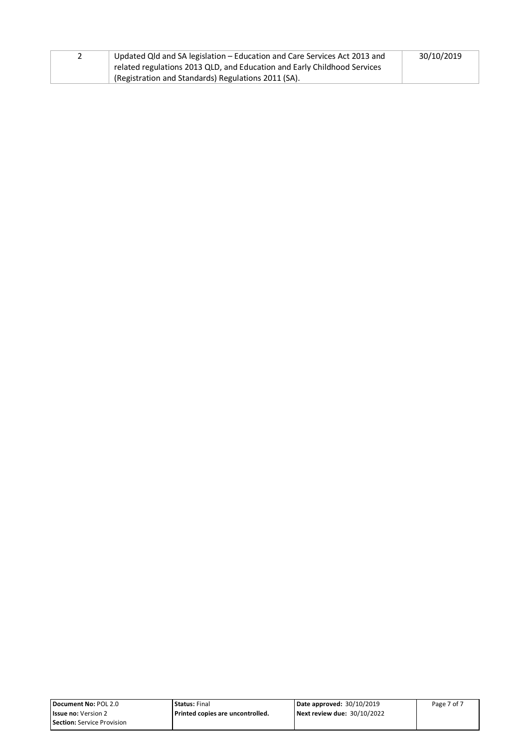| | | |
|---|---|---|
| 2 | Updated Qld and SA legislation – Education and Care Services Act 2013 and related regulations 2013 QLD, and Education and Early Childhood Services (Registration and Standards) Regulations 2011 (SA). | 30/10/2019 |